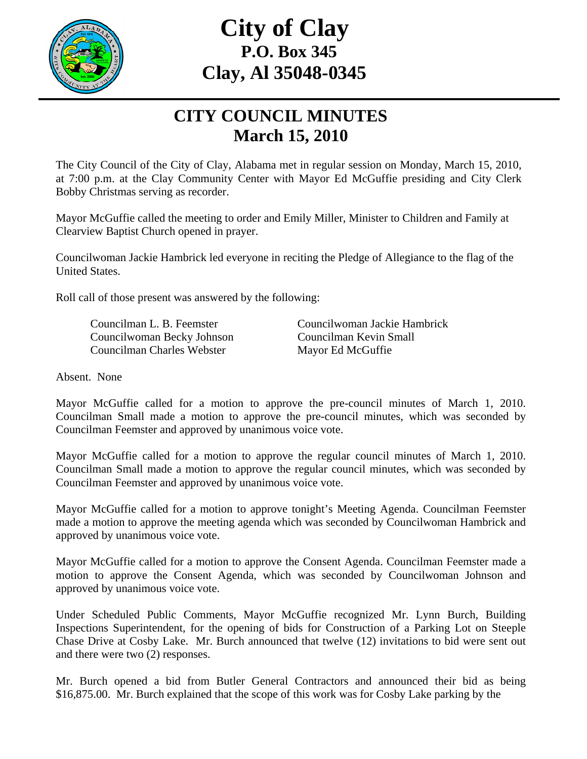# City of Clay
## P.O. Box 345
## Clay, Al 35048-0345

# CITY COUNCIL MINUTES
## March 15, 2010

The City Council of the City of Clay, Alabama met in regular session on Monday, March 15, 2010, at 7:00 p.m. at the Clay Community Center with Mayor Ed McGuffie presiding and City Clerk Bobby Christmas serving as recorder.

Mayor McGuffie called the meeting to order and Emily Miller, Minister to Children and Family at Clearview Baptist Church opened in prayer.

Councilwoman Jackie Hambrick led everyone in reciting the Pledge of Allegiance to the flag of the United States.

Roll call of those present was answered by the following:

Councilman L. B. Feemster
Councilwoman Jackie Hambrick
Councilwoman Becky Johnson
Councilman Kevin Small
Councilman Charles Webster
Mayor Ed McGuffie

Absent. None

Mayor McGuffie called for a motion to approve the pre-council minutes of March 1, 2010. Councilman Small made a motion to approve the pre-council minutes, which was seconded by Councilman Feemster and approved by unanimous voice vote.

Mayor McGuffie called for a motion to approve the regular council minutes of March 1, 2010. Councilman Small made a motion to approve the regular council minutes, which was seconded by Councilman Feemster and approved by unanimous voice vote.

Mayor McGuffie called for a motion to approve tonight's Meeting Agenda. Councilman Feemster made a motion to approve the meeting agenda which was seconded by Councilwoman Hambrick and approved by unanimous voice vote.

Mayor McGuffie called for a motion to approve the Consent Agenda. Councilman Feemster made a motion to approve the Consent Agenda, which was seconded by Councilwoman Johnson and approved by unanimous voice vote.

Under Scheduled Public Comments, Mayor McGuffie recognized Mr. Lynn Burch, Building Inspections Superintendent, for the opening of bids for Construction of a Parking Lot on Steeple Chase Drive at Cosby Lake. Mr. Burch announced that twelve (12) invitations to bid were sent out and there were two (2) responses.

Mr. Burch opened a bid from Butler General Contractors and announced their bid as being $16,875.00. Mr. Burch explained that the scope of this work was for Cosby Lake parking by the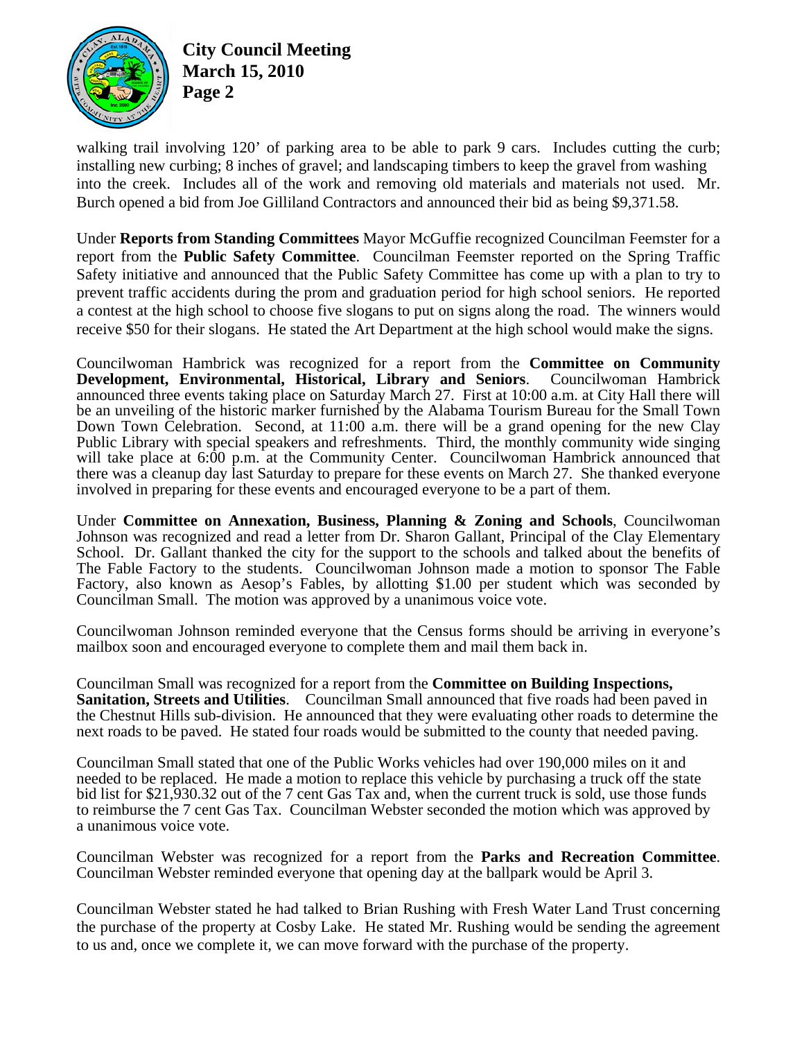walking trail involving 120' of parking area to be able to park 9 cars. Includes cutting the curb; installing new curbing; 8 inches of gravel; and landscaping timbers to keep the gravel from washing into the creek. Includes all of the work and removing old materials and materials not used. Mr. Burch opened a bid from Joe Gilliland Contractors and announced their bid as being $9,371.58.

Under **Reports from Standing Committees** Mayor McGuffie recognized Councilman Feemster for a report from the **Public Safety Committee**. Councilman Feemster reported on the Spring Traffic Safety initiative and announced that the Public Safety Committee has come up with a plan to try to prevent traffic accidents during the prom and graduation period for high school seniors. He reported a contest at the high school to choose five slogans to put on signs along the road. The winners would receive $50 for their slogans. He stated the Art Department at the high school would make the signs.

Councilwoman Hambrick was recognized for a report from the **Committee on Community Development, Environmental, Historical, Library and Seniors**. Councilwoman Hambrick announced three events taking place on Saturday March 27. First at 10:00 a.m. at City Hall there will be an unveiling of the historic marker furnished by the Alabama Tourism Bureau for the Small Town Down Town Celebration. Second, at 11:00 a.m. there will be a grand opening for the new Clay Public Library with special speakers and refreshments. Third, the monthly community wide singing will take place at 6:00 p.m. at the Community Center. Councilwoman Hambrick announced that there was a cleanup day last Saturday to prepare for these events on March 27. She thanked everyone involved in preparing for these events and encouraged everyone to be a part of them.

Under **Committee on Annexation, Business, Planning & Zoning and Schools**, Councilwoman Johnson was recognized and read a letter from Dr. Sharon Gallant, Principal of the Clay Elementary School. Dr. Gallant thanked the city for the support to the schools and talked about the benefits of The Fable Factory to the students. Councilwoman Johnson made a motion to sponsor The Fable Factory, also known as Aesop's Fables, by allotting $1.00 per student which was seconded by Councilman Small. The motion was approved by a unanimous voice vote.

Councilwoman Johnson reminded everyone that the Census forms should be arriving in everyone's mailbox soon and encouraged everyone to complete them and mail them back in.

Councilman Small was recognized for a report from the **Committee on Building Inspections, Sanitation, Streets and Utilities**. Councilman Small announced that five roads had been paved in the Chestnut Hills sub-division. He announced that they were evaluating other roads to determine the next roads to be paved. He stated four roads would be submitted to the county that needed paving.

Councilman Small stated that one of the Public Works vehicles had over 190,000 miles on it and needed to be replaced. He made a motion to replace this vehicle by purchasing a truck off the state bid list for $21,930.32 out of the 7 cent Gas Tax and, when the current truck is sold, use those funds to reimburse the 7 cent Gas Tax. Councilman Webster seconded the motion which was approved by a unanimous voice vote.

Councilman Webster was recognized for a report from the **Parks and Recreation Committee**. Councilman Webster reminded everyone that opening day at the ballpark would be April 3.

Councilman Webster stated he had talked to Brian Rushing with Fresh Water Land Trust concerning the purchase of the property at Cosby Lake. He stated Mr. Rushing would be sending the agreement to us and, once we complete it, we can move forward with the purchase of the property.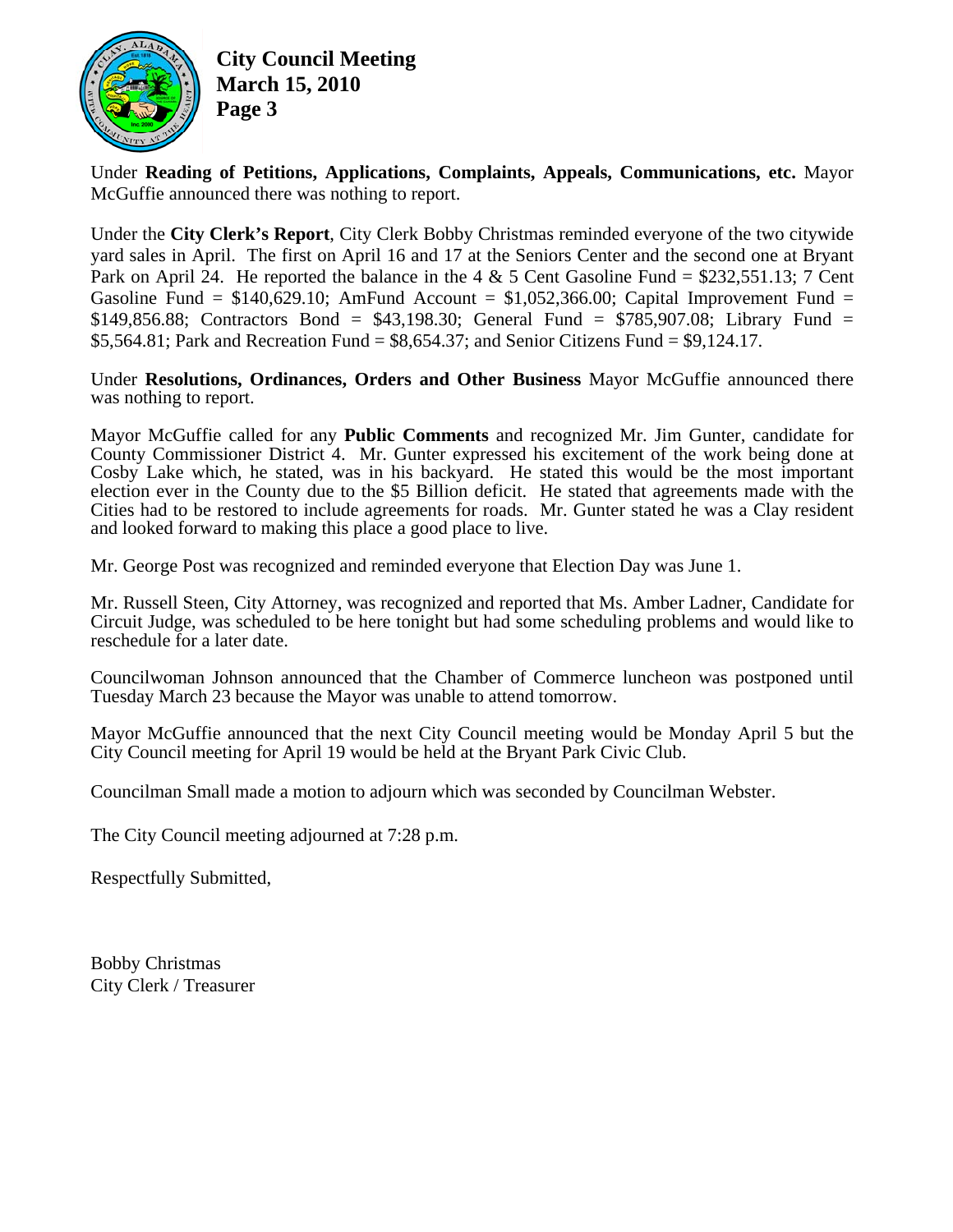Under **Reading of Petitions, Applications, Complaints, Appeals, Communications, etc.** Mayor McGuffie announced there was nothing to report.

Under the **City Clerk's Report**, City Clerk Bobby Christmas reminded everyone of the two citywide yard sales in April. The first on April 16 and 17 at the Seniors Center and the second one at Bryant Park on April 24. He reported the balance in the 4 & 5 Cent Gasoline Fund = $232,551.13; 7 Cent Gasoline Fund = $140,629.10; AmFund Account = $1,052,366.00; Capital Improvement Fund = $149,856.88; Contractors Bond = $43,198.30; General Fund = $785,907.08; Library Fund = $5,564.81; Park and Recreation Fund = $8,654.37; and Senior Citizens Fund = $9,124.17.

Under **Resolutions, Ordinances, Orders and Other Business** Mayor McGuffie announced there was nothing to report.

Mayor McGuffie called for any **Public Comments** and recognized Mr. Jim Gunter, candidate for County Commissioner District 4. Mr. Gunter expressed his excitement of the work being done at Cosby Lake which, he stated, was in his backyard. He stated this would be the most important election ever in the County due to the $5 Billion deficit. He stated that agreements made with the Cities had to be restored to include agreements for roads. Mr. Gunter stated he was a Clay resident and looked forward to making this place a good place to live.

Mr. George Post was recognized and reminded everyone that Election Day was June 1.

Mr. Russell Steen, City Attorney, was recognized and reported that Ms. Amber Ladner, Candidate for Circuit Judge, was scheduled to be here tonight but had some scheduling problems and would like to reschedule for a later date.

Councilwoman Johnson announced that the Chamber of Commerce luncheon was postponed until Tuesday March 23 because the Mayor was unable to attend tomorrow.

Mayor McGuffie announced that the next City Council meeting would be Monday April 5 but the City Council meeting for April 19 would be held at the Bryant Park Civic Club.

Councilman Small made a motion to adjourn which was seconded by Councilman Webster.

The City Council meeting adjourned at 7:28 p.m.

Respectfully Submitted,

Bobby Christmas
City Clerk / Treasurer